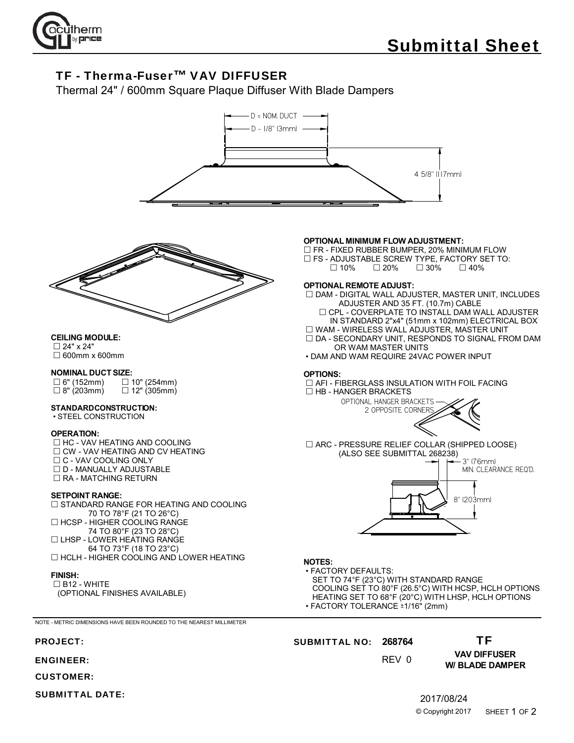# Submittal Sheet

## TF - Therma-Fuser™ VAV DIFFUSER

Thermal 24" / 600mm Square Plaque Diffuser With Blade Dampers

D = NOM. DUCT

D - 1/8" (3mm)

4 5/8" (117mm)

**CEILING MODULE:**
- ☐ 24" x 24"
- ☐ 600mm x 600mm

**NOMINAL DUCT SIZE:**
- ☐ 6" (152mm)
- ☐ 8" (203mm)
- ☐ 10" (254mm)
- ☐ 12" (305mm)

**STANDARD CONSTRUCTION:**
- STEEL CONSTRUCTION

**OPERATION:**
- ☐ HC - VAV HEATING AND COOLING
- ☐ CW - VAV HEATING AND CV HEATING
- ☐ C - VAV COOLING ONLY
- ☐ D - MANUALLY ADJUSTABLE
- ☐ RA - MATCHING RETURN

**SETPOINT RANGE:**
- ☐ STANDARD RANGE FOR HEATING AND COOLING 70 TO 78°F (21 TO 26°C)
- ☐ HCSP - HIGHER COOLING RANGE 74 TO 80°F (23 TO 28°C)
- ☐ LHSP - LOWER HEATING RANGE 64 TO 73°F (18 TO 23°C)
- ☐ HCLH - HIGHER COOLING AND LOWER HEATING

**FINISH:**
- ☐ B12 - WHITE (OPTIONAL FINISHES AVAILABLE)

**OPTIONAL MINIMUM FLOW ADJUSTMENT:**
- ☐ FR - FIXED RUBBER BUMPER, 20% MINIMUM FLOW
- ☐ FS - ADJUSTABLE SCREW TYPE, FACTORY SET TO:
  ☐ 10% ☐ 20% ☐ 30% ☐ 40%

**OPTIONAL REMOTE ADJUST:**
- ☐ DAM - DIGITAL WALL ADJUSTER, MASTER UNIT, INCLUDES ADJUSTER AND 35 FT. (10.7m) CABLE
  - ☐ CPL - COVERPLATE TO INSTALL DAM WALL ADJUSTER IN STANDARD 2"x4" (51mm x 102mm) ELECTRICAL BOX
- ☐ WAM - WIRELESS WALL ADJUSTER, MASTER UNIT
- ☐ DA - SECONDARY UNIT, RESPONDS TO SIGNAL FROM DAM OR WAM MASTER UNITS
- DAM AND WAM REQUIRE 24VAC POWER INPUT

**OPTIONS:**
- ☐ AFI - FIBERGLASS INSULATION WITH FOIL FACING
- ☐ HB - HANGER BRACKETS

OPTIONAL HANGER BRACKETS 2 OPPOSITE CORNERS

- ☐ ARC - PRESSURE RELIEF COLLAR (SHIPPED LOOSE) (ALSO SEE SUBMITTAL 268238)

3" (76mm) MIN. CLEARANCE REQ'D.

8" (203mm)

**NOTES:**
- FACTORY DEFAULTS:
  SET TO 74°F (23°C) WITH STANDARD RANGE
  COOLING SET TO 80°F (26.5°C) WITH HCSP, HCLH OPTIONS
  HEATING SET TO 68°F (20°C) WITH LHSP, HCLH OPTIONS
- FACTORY TOLERANCE ±1/16" (2mm)

NOTE - METRIC DIMENSIONS HAVE BEEN ROUNDED TO THE NEAREST MILLIMETER

PROJECT:

ENGINEER:

CUSTOMER:

SUBMITTAL DATE:

SUBMITTAL NO: 268764

REV 0

**TF**

**VAV DIFFUSER W/ BLADE DAMPER**

2017/08/24

© Copyright 2017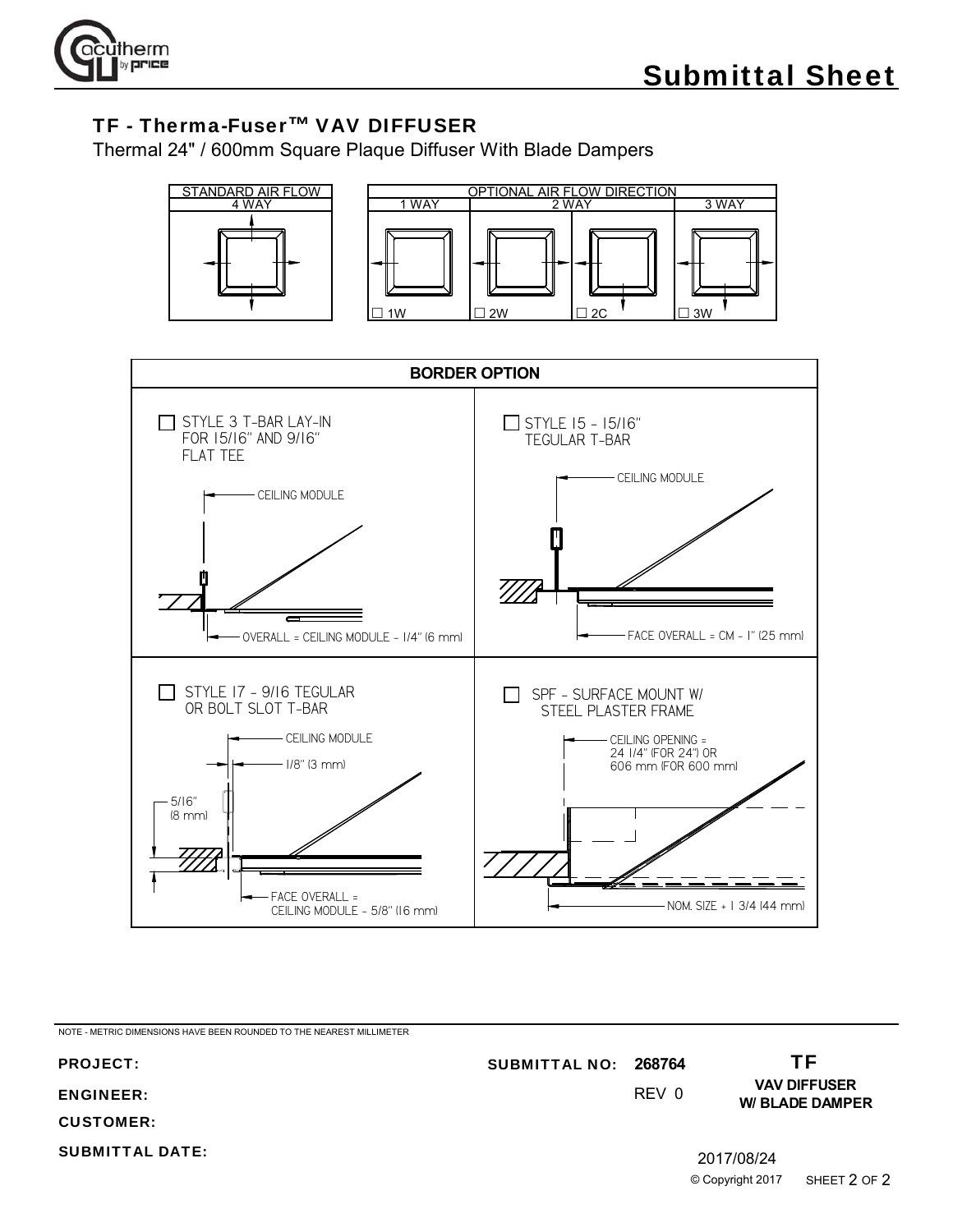# Submittal Sheet

## TF - Therma-Fuser™ VAV DIFFUSER

Thermal 24" / 600mm Square Plaque Diffuser With Blade Dampers

| STANDARD AIR FLOW | OPTIONAL AIR FLOW DIRECTION | | | |
|---|---|---|---|---|
| 4 WAY | 1 WAY | 2 WAY | | 3 WAY |
| | ☐ 1W | ☐ 2W | ☐ 2C | ☐ 3W |

### BORDER OPTION

☐ STYLE 3 T-BAR LAY-IN FOR 15/16" AND 9/16" FLAT TEE

CEILING MODULE

OVERALL = CEILING MODULE - 1/4" (6 mm)

☐ STYLE 15 - 15/16" TEGULAR T-BAR

CEILING MODULE

FACE OVERALL = CM - 1" (25 mm)

☐ STYLE 17 - 9/16 TEGULAR OR BOLT SLOT T-BAR

CEILING MODULE

1/8" (3 mm)

5/16" (8 mm)

FACE OVERALL = CEILING MODULE - 5/8" (16 mm)

☐ SPF - SURFACE MOUNT W/ STEEL PLASTER FRAME

CEILING OPENING = 24 1/4" (FOR 24") OR 606 mm (FOR 600 mm)

NOM. SIZE + 1 3/4 (44 mm)

NOTE - METRIC DIMENSIONS HAVE BEEN ROUNDED TO THE NEAREST MILLIMETER

**PROJECT:**

**ENGINEER:**

**CUSTOMER:**

**SUBMITTAL DATE:**

**SUBMITTAL NO: 268764**

REV 0

**TF**

**VAV DIFFUSER W/ BLADE DAMPER**

2017/08/24

© Copyright 2017